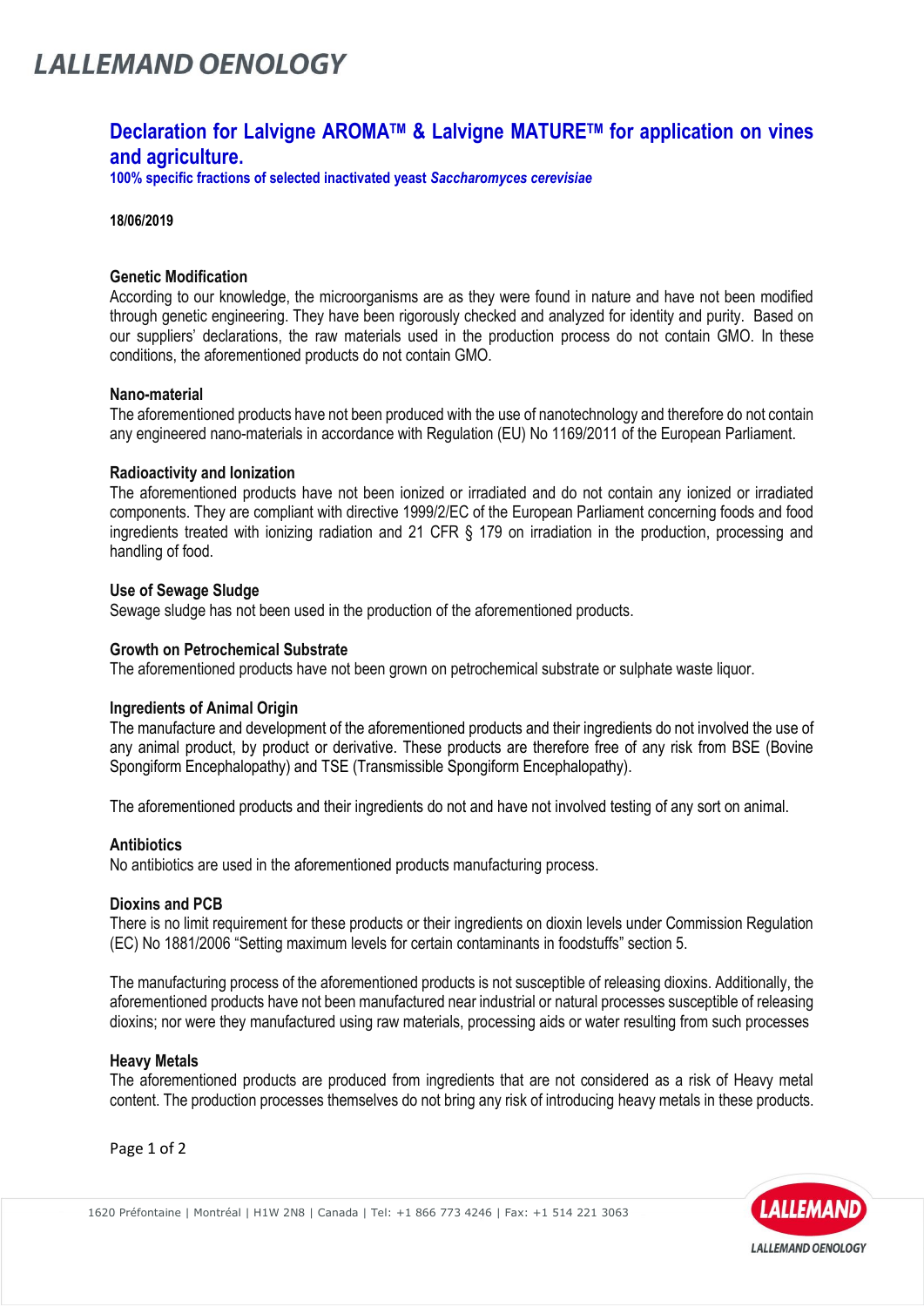# Declaration for Lalvigne AROMA™ & Lalvigne MATURE™ for application on vines and agriculture.

**100% specific fractions of selected inactivated yeast *Saccharomyces cerevisiae***

**18/06/2019**

### Genetic Modification

According to our knowledge, the microorganisms are as they were found in nature and have not been modified through genetic engineering. They have been rigorously checked and analyzed for identity and purity. Based on our suppliers' declarations, the raw materials used in the production process do not contain GMO. In these conditions, the aforementioned products do not contain GMO.

### Nano-material

The aforementioned products have not been produced with the use of nanotechnology and therefore do not contain any engineered nano-materials in accordance with Regulation (EU) No 1169/2011 of the European Parliament.

### Radioactivity and Ionization

The aforementioned products have not been ionized or irradiated and do not contain any ionized or irradiated components. They are compliant with directive 1999/2/EC of the European Parliament concerning foods and food ingredients treated with ionizing radiation and 21 CFR § 179 on irradiation in the production, processing and handling of food.

### Use of Sewage Sludge

Sewage sludge has not been used in the production of the aforementioned products.

### Growth on Petrochemical Substrate

The aforementioned products have not been grown on petrochemical substrate or sulphate waste liquor.

### Ingredients of Animal Origin

The manufacture and development of the aforementioned products and their ingredients do not involved the use of any animal product, by product or derivative. These products are therefore free of any risk from BSE (Bovine Spongiform Encephalopathy) and TSE (Transmissible Spongiform Encephalopathy).

The aforementioned products and their ingredients do not and have not involved testing of any sort on animal.

### Antibiotics

No antibiotics are used in the aforementioned products manufacturing process.

### Dioxins and PCB

There is no limit requirement for these products or their ingredients on dioxin levels under Commission Regulation (EC) No 1881/2006 "Setting maximum levels for certain contaminants in foodstuffs" section 5.

The manufacturing process of the aforementioned products is not susceptible of releasing dioxins. Additionally, the aforementioned products have not been manufactured near industrial or natural processes susceptible of releasing dioxins; nor were they manufactured using raw materials, processing aids or water resulting from such processes

### Heavy Metals

The aforementioned products are produced from ingredients that are not considered as a risk of Heavy metal content. The production processes themselves do not bring any risk of introducing heavy metals in these products.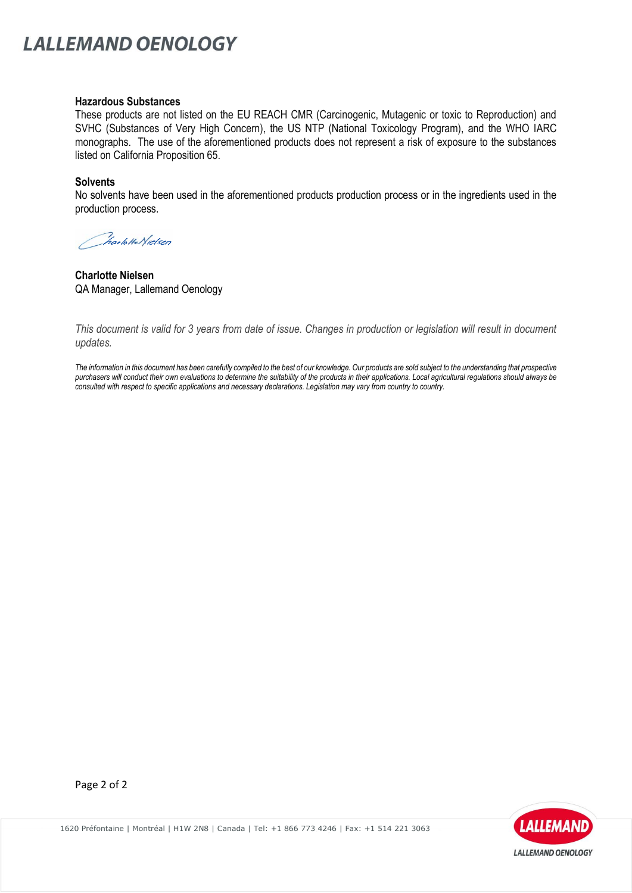**Hazardous Substances**
These products are not listed on the EU REACH CMR (Carcinogenic, Mutagenic or toxic to Reproduction) and SVHC (Substances of Very High Concern), the US NTP (National Toxicology Program), and the WHO IARC monographs. The use of the aforementioned products does not represent a risk of exposure to the substances listed on California Proposition 65.

**Solvents**
No solvents have been used in the aforementioned products production process or in the ingredients used in the production process.

**Charlotte Nielsen**
QA Manager, Lallemand Oenology

*This document is valid for 3 years from date of issue. Changes in production or legislation will result in document updates.*

*The information in this document has been carefully compiled to the best of our knowledge. Our products are sold subject to the understanding that prospective purchasers will conduct their own evaluations to determine the suitability of the products in their applications. Local agricultural regulations should always be consulted with respect to specific applications and necessary declarations. Legislation may vary from country to country.*